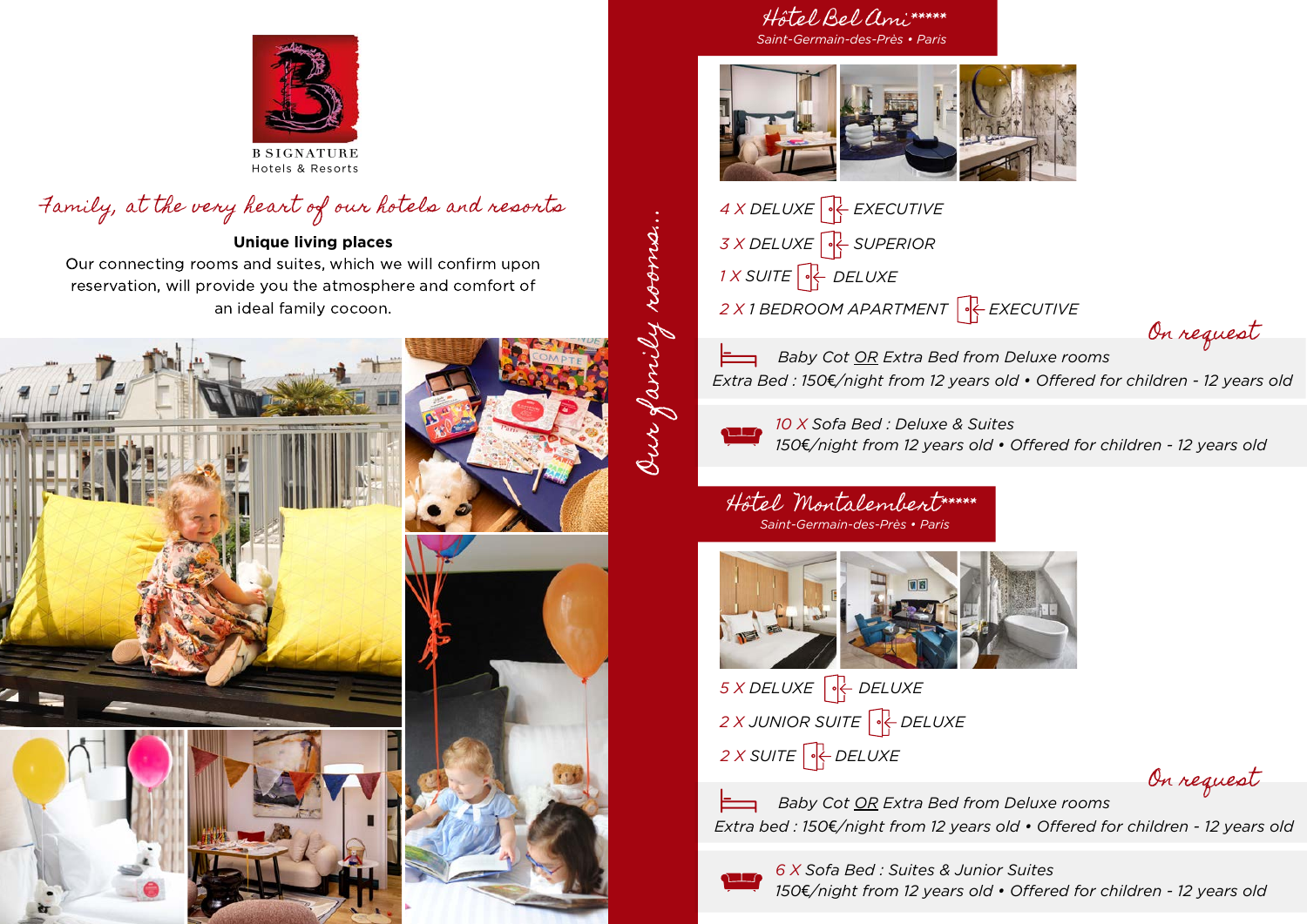B SIGNATURE
Hotels & Resorts

# Family, at the very heart of our hotels and resorts

**Unique living places**

Our connecting rooms and suites, which we will confirm upon reservation, will provide you the atmosphere and comfort of an ideal family cocoon.

*Our family rooms...*

## Hôtel Bel Ami*****

*Saint-Germain-des-Près • Paris*

- *4 X DELUXE – EXECUTIVE*
- *3 X DELUXE – SUPERIOR*
- *1 X SUITE – DELUXE*
- *2 X 1 BEDROOM APARTMENT – EXECUTIVE*

*On request*

*Baby Cot OR Extra Bed from Deluxe rooms*
*Extra Bed : 150€/night from 12 years old • Offered for children - 12 years old*

*10 X Sofa Bed : Deluxe & Suites*
*150€/night from 12 years old • Offered for children - 12 years old*

## Hôtel Montalembert*****

*Saint-Germain-des-Près • Paris*

- *5 X DELUXE – DELUXE*
- *2 X JUNIOR SUITE – DELUXE*
- *2 X SUITE – DELUXE*

*On request*

*Baby Cot OR Extra Bed from Deluxe rooms*
*Extra bed : 150€/night from 12 years old • Offered for children - 12 years old*

*6 X Sofa Bed : Suites & Junior Suites*
*150€/night from 12 years old • Offered for children - 12 years old*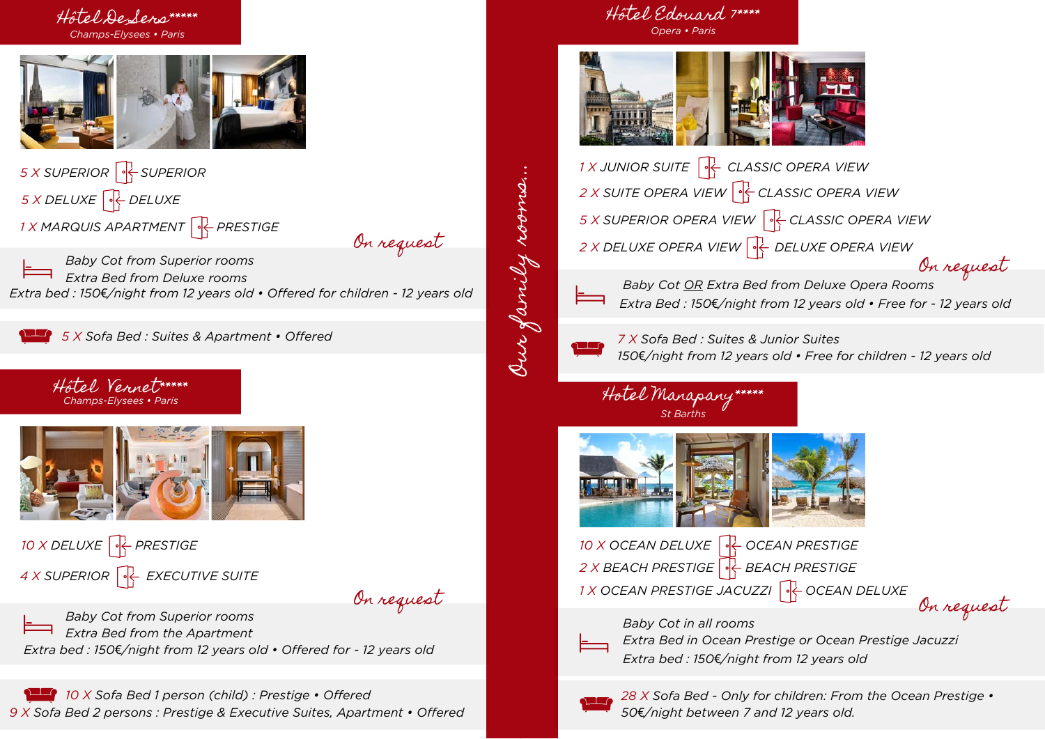## Hôtel Desters *****
Champs-Elysees • Paris

5 X SUPERIOR → SUPERIOR

5 X DELUXE → DELUXE

1 X MARQUIS APARTMENT → PRESTIGE

*On request*

Baby Cot from Superior rooms
Extra Bed from Deluxe rooms
Extra bed : 150€/night from 12 years old • Offered for children - 12 years old

5 X Sofa Bed : Suites & Apartment • Offered

## Hôtel Vernet *****
Champs-Elysees • Paris

10 X DELUXE → PRESTIGE

4 X SUPERIOR → EXECUTIVE SUITE

*On request*

Baby Cot from Superior rooms
Extra Bed from the Apartment
Extra bed : 150€/night from 12 years old • Offered for - 12 years old

10 X Sofa Bed 1 person (child) : Prestige • Offered
9 X Sofa Bed 2 persons : Prestige & Executive Suites, Apartment • Offered

*Our family rooms...*

## Hôtel Edouard 7 ****
Opera • Paris

1 X JUNIOR SUITE → CLASSIC OPERA VIEW

2 X SUITE OPERA VIEW → CLASSIC OPERA VIEW

5 X SUPERIOR OPERA VIEW → CLASSIC OPERA VIEW

2 X DELUXE OPERA VIEW → DELUXE OPERA VIEW

*On request*

Baby Cot OR Extra Bed from Deluxe Opera Rooms
Extra Bed : 150€/night from 12 years old • Free for - 12 years old

7 X Sofa Bed : Suites & Junior Suites
150€/night from 12 years old • Free for children - 12 years old

## Hotel Manapany *****
St Barths

10 X OCEAN DELUXE → OCEAN PRESTIGE

2 X BEACH PRESTIGE → BEACH PRESTIGE

1 X OCEAN PRESTIGE JACUZZI → OCEAN DELUXE

*On request*

Baby Cot in all rooms
Extra Bed in Ocean Prestige or Ocean Prestige Jacuzzi
Extra bed : 150€/night from 12 years old

28 X Sofa Bed - Only for children: From the Ocean Prestige •
50€/night between 7 and 12 years old.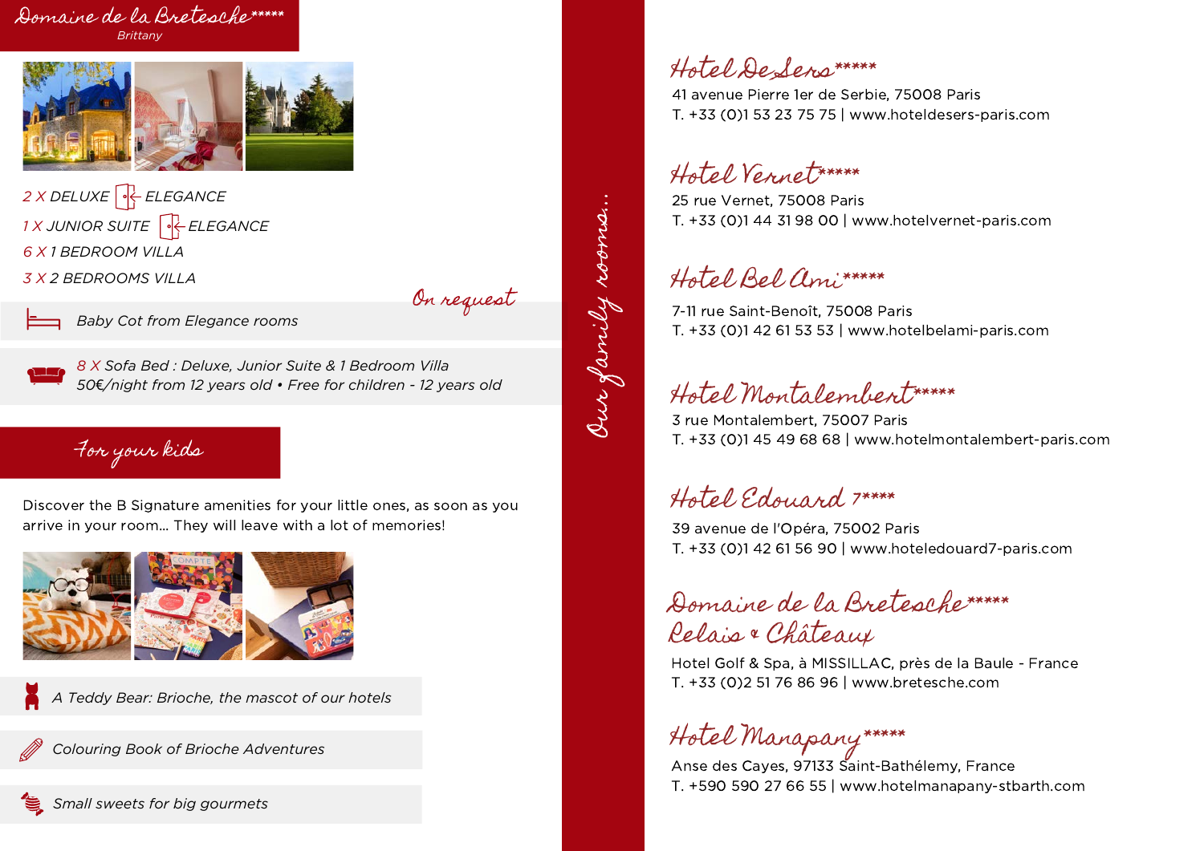## Domaine de la Bretesche*****

Brittany

2 X DELUXE ELEGANCE

1 X JUNIOR SUITE ELEGANCE

6 X 1 BEDROOM VILLA

3 X 2 BEDROOMS VILLA

*On request*

*Baby Cot from Elegance rooms*

*8 X Sofa Bed : Deluxe, Junior Suite & 1 Bedroom Villa*
*50€/night from 12 years old • Free for children - 12 years old*

## For your kids

Discover the B Signature amenities for your little ones, as soon as you arrive in your room... They will leave with a lot of memories!

*A Teddy Bear: Brioche, the mascot of our hotels*

*Colouring Book of Brioche Adventures*

*Small sweets for big gourmets*

## Our family rooms...

### Hotel De Sers*****

41 avenue Pierre 1er de Serbie, 75008 Paris
T. +33 (0)1 53 23 75 75 | www.hoteldesers-paris.com

### Hotel Vernet*****

25 rue Vernet, 75008 Paris
T. +33 (0)1 44 31 98 00 | www.hotelvernet-paris.com

### Hotel Bel Ami*****

7-11 rue Saint-Benoît, 75008 Paris
T. +33 (0)1 42 61 53 53 | www.hotelbelami-paris.com

### Hotel Montalembert*****

3 rue Montalembert, 75007 Paris
T. +33 (0)1 45 49 68 68 | www.hotelmontalembert-paris.com

### Hotel Edouard 7****

39 avenue de l'Opéra, 75002 Paris
T. +33 (0)1 42 61 56 90 | www.hoteledouard7-paris.com

### Domaine de la Bretesche***** Relais & Châteaux

Hotel Golf & Spa, à MISSILLAC, près de la Baule - France
T. +33 (0)2 51 76 86 96 | www.bretesche.com

### Hotel Manapany*****

Anse des Cayes, 97133 Saint-Bathélemy, France
T. +590 590 27 66 55 | www.hotelmanapany-stbarth.com